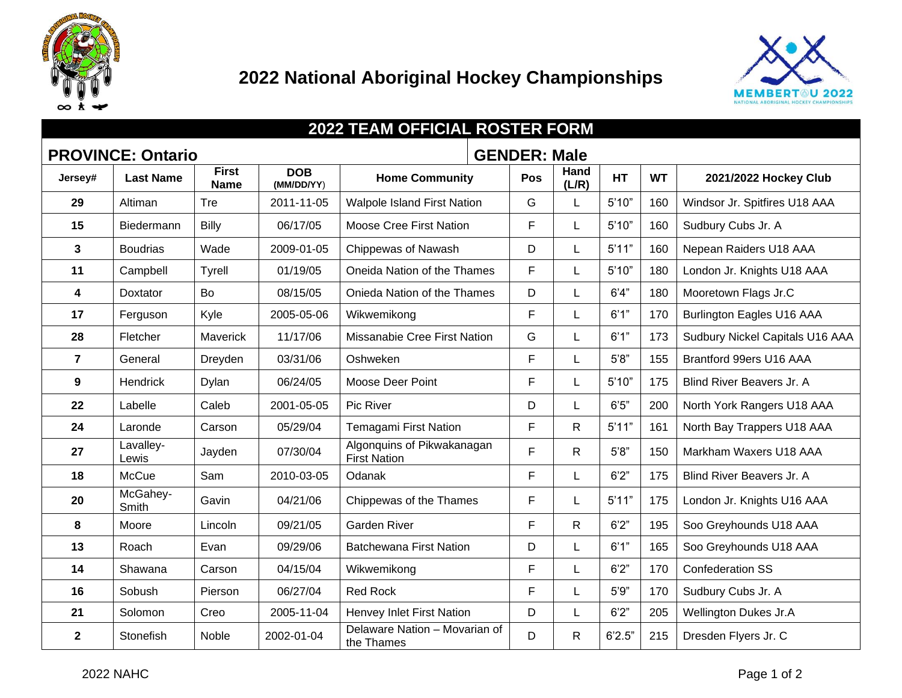# 2022 National Aboriginal Hockey Championships

## 2022 TEAM OFFICIAL ROSTER FORM

**PROVINCE: Ontario** | **GENDER: Male**

| Jersey# | Last Name | First Name | DOB (MM/DD/YY) | Home Community | Pos | Hand (L/R) | HT | WT | 2021/2022 Hockey Club |
|---|---|---|---|---|---|---|---|---|---|
| 29 | Altiman | Tre | 2011-11-05 | Walpole Island First Nation | G | L | 5'10" | 160 | Windsor Jr. Spitfires U18 AAA |
| 15 | Biedermann | Billy | 06/17/05 | Moose Cree First Nation | F | L | 5'10" | 160 | Sudbury Cubs Jr. A |
| 3 | Boudrias | Wade | 2009-01-05 | Chippewas of Nawash | D | L | 5'11" | 160 | Nepean Raiders U18 AAA |
| 11 | Campbell | Tyrell | 01/19/05 | Oneida Nation of the Thames | F | L | 5'10" | 180 | London Jr. Knights U18 AAA |
| 4 | Doxtator | Bo | 08/15/05 | Onieda Nation of the Thames | D | L | 6'4" | 180 | Mooretown Flags Jr.C |
| 17 | Ferguson | Kyle | 2005-05-06 | Wikwemikong | F | L | 6'1" | 170 | Burlington Eagles U16 AAA |
| 28 | Fletcher | Maverick | 11/17/06 | Missanabie Cree First Nation | G | L | 6'1" | 173 | Sudbury Nickel Capitals U16 AAA |
| 7 | General | Dreyden | 03/31/06 | Oshweken | F | L | 5'8" | 155 | Brantford 99ers U16 AAA |
| 9 | Hendrick | Dylan | 06/24/05 | Moose Deer Point | F | L | 5'10" | 175 | Blind River Beavers Jr. A |
| 22 | Labelle | Caleb | 2001-05-05 | Pic River | D | L | 6'5" | 200 | North York Rangers U18 AAA |
| 24 | Laronde | Carson | 05/29/04 | Temagami First Nation | F | R | 5'11" | 161 | North Bay Trappers U18 AAA |
| 27 | Lavalley-Lewis | Jayden | 07/30/04 | Algonquins of Pikwakanagan First Nation | F | R | 5'8" | 150 | Markham Waxers U18 AAA |
| 18 | McCue | Sam | 2010-03-05 | Odanak | F | L | 6'2" | 175 | Blind River Beavers Jr. A |
| 20 | McGahey-Smith | Gavin | 04/21/06 | Chippewas of the Thames | F | L | 5'11" | 175 | London Jr. Knights U16 AAA |
| 8 | Moore | Lincoln | 09/21/05 | Garden River | F | R | 6'2" | 195 | Soo Greyhounds U18 AAA |
| 13 | Roach | Evan | 09/29/06 | Batchewana First Nation | D | L | 6'1" | 165 | Soo Greyhounds U18 AAA |
| 14 | Shawana | Carson | 04/15/04 | Wikwemikong | F | L | 6'2" | 170 | Confederation SS |
| 16 | Sobush | Pierson | 06/27/04 | Red Rock | F | L | 5'9" | 170 | Sudbury Cubs Jr. A |
| 21 | Solomon | Creo | 2005-11-04 | Henvey Inlet First Nation | D | L | 6'2" | 205 | Wellington Dukes Jr.A |
| 2 | Stonefish | Noble | 2002-01-04 | Delaware Nation – Movarian of the Thames | D | R | 6'2.5" | 215 | Dresden Flyers Jr. C |

2022 NAHC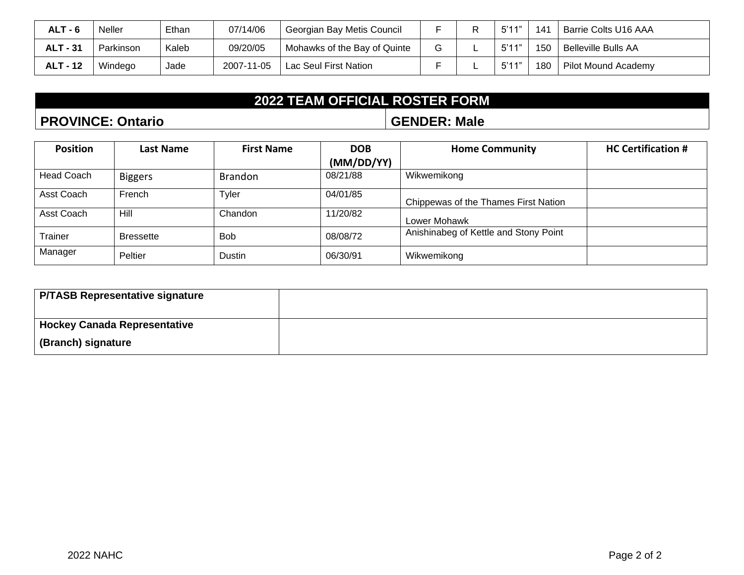| | | | | | | | | | |
|---|---|---|---|---|---|---|---|---|---|
| **ALT - 6** | Neller | Ethan | 07/14/06 | Georgian Bay Metis Council | F | R | 5'11" | 141 | Barrie Colts U16 AAA |
| **ALT - 31** | Parkinson | Kaleb | 09/20/05 | Mohawks of the Bay of Quinte | G | L | 5'11" | 150 | Belleville Bulls AA |
| **ALT - 12** | Windego | Jade | 2007-11-05 | Lac Seul First Nation | F | L | 5'11" | 180 | Pilot Mound Academy |

# 2022 TEAM OFFICIAL ROSTER FORM

**PROVINCE: Ontario** | **GENDER: Male**

| Position | Last Name | First Name | DOB (MM/DD/YY) | Home Community | HC Certification # |
|---|---|---|---|---|---|
| Head Coach | Biggers | Brandon | 08/21/88 | Wikwemikong | |
| Asst Coach | French | Tyler | 04/01/85 | Chippewas of the Thames First Nation | |
| Asst Coach | Hill | Chandon | 11/20/82 | Lower Mohawk | |
| Trainer | Bressette | Bob | 08/08/72 | Anishinabeg of Kettle and Stony Point | |
| Manager | Peltier | Dustin | 06/30/91 | Wikwemikong | |

| | |
|---|---|
| **P/TASB Representative signature** | |
| **Hockey Canada Representative (Branch) signature** | |

2022 NAHC